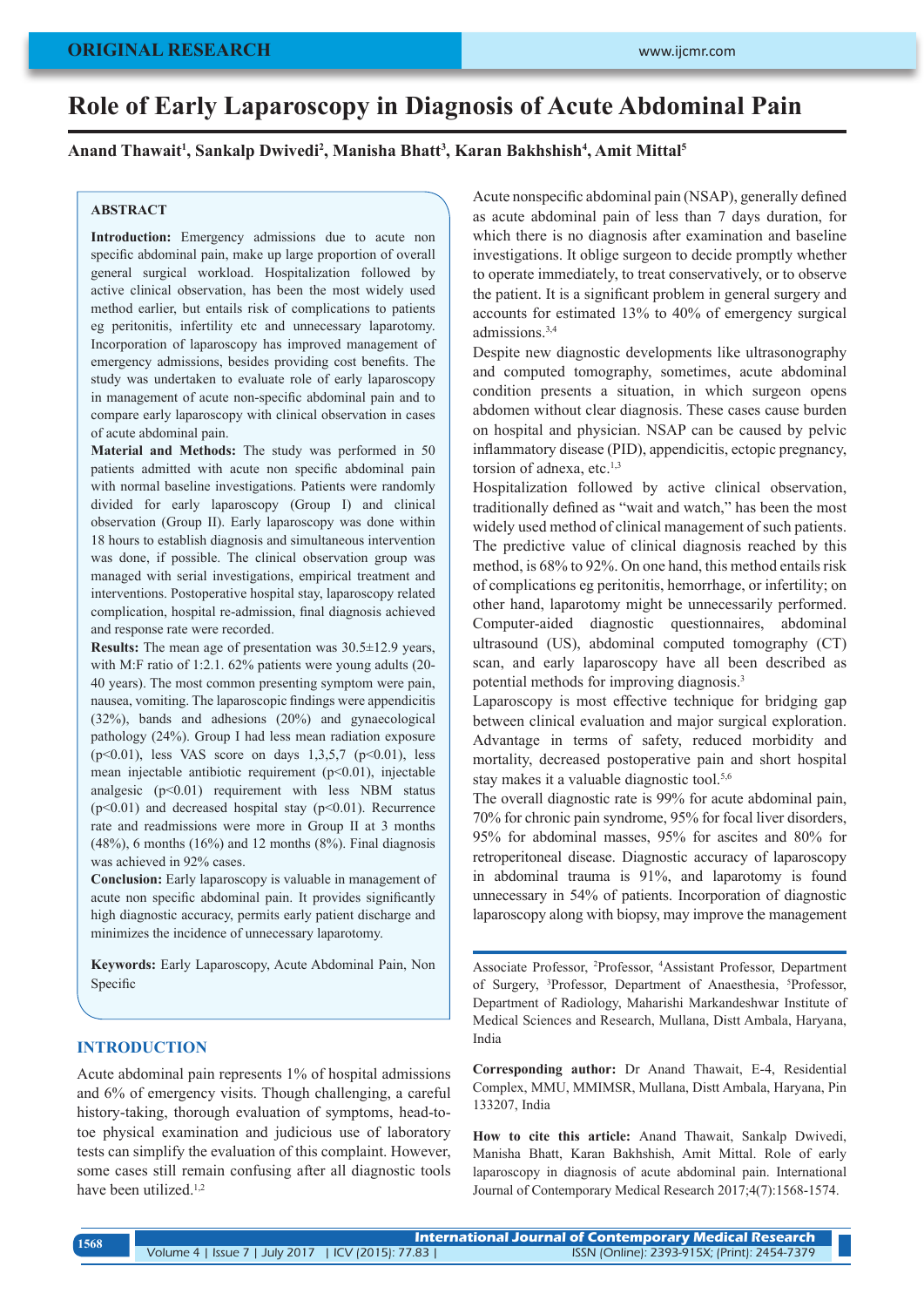ORIGINAL RESEARCH

# Role of Early Laparoscopy in Diagnosis of Acute Abdominal Pain

**Anand Thawait[1], Sankalp Dwivedi[2], Manisha Bhatt[3], Karan Bakhshish[4], Amit Mittal[5]**

## ABSTRACT

**Introduction:** Emergency admissions due to acute non specific abdominal pain, make up large proportion of overall general surgical workload. Hospitalization followed by active clinical observation, has been the most widely used method earlier, but entails risk of complications to patients eg peritonitis, infertility etc and unnecessary laparotomy. Incorporation of laparoscopy has improved management of emergency admissions, besides providing cost benefits. The study was undertaken to evaluate role of early laparoscopy in management of acute non-specific abdominal pain and to compare early laparoscopy with clinical observation in cases of acute abdominal pain.

**Material and Methods:** The study was performed in 50 patients admitted with acute non specific abdominal pain with normal baseline investigations. Patients were randomly divided for early laparoscopy (Group I) and clinical observation (Group II). Early laparoscopy was done within 18 hours to establish diagnosis and simultaneous intervention was done, if possible. The clinical observation group was managed with serial investigations, empirical treatment and interventions. Postoperative hospital stay, laparoscopy related complication, hospital re-admission, final diagnosis achieved and response rate were recorded.

**Results:** The mean age of presentation was 30.5±12.9 years, with M:F ratio of 1:2.1. 62% patients were young adults (20-40 years). The most common presenting symptom were pain, nausea, vomiting. The laparoscopic findings were appendicitis (32%), bands and adhesions (20%) and gynaecological pathology (24%). Group I had less mean radiation exposure ($p<0.01$), less VAS score on days 1,3,5,7 ($p<0.01$), less mean injectable antibiotic requirement ($p<0.01$), injectable analgesic ($p<0.01$) requirement with less NBM status ($p<0.01$) and decreased hospital stay ($p<0.01$). Recurrence rate and readmissions were more in Group II at 3 months (48%), 6 months (16%) and 12 months (8%). Final diagnosis was achieved in 92% cases.

**Conclusion:** Early laparoscopy is valuable in management of acute non specific abdominal pain. It provides significantly high diagnostic accuracy, permits early patient discharge and minimizes the incidence of unnecessary laparotomy.

**Keywords:** Early Laparoscopy, Acute Abdominal Pain, Non Specific

## INTRODUCTION

Acute abdominal pain represents 1% of hospital admissions and 6% of emergency visits. Though challenging, a careful history-taking, thorough evaluation of symptoms, head-to-toe physical examination and judicious use of laboratory tests can simplify the evaluation of this complaint. However, some cases still remain confusing after all diagnostic tools have been utilized.[1,2]

Acute nonspecific abdominal pain (NSAP), generally defined as acute abdominal pain of less than 7 days duration, for which there is no diagnosis after examination and baseline investigations. It oblige surgeon to decide promptly whether to operate immediately, to treat conservatively, or to observe the patient. It is a significant problem in general surgery and accounts for estimated 13% to 40% of emergency surgical admissions.[3,4]

Despite new diagnostic developments like ultrasonography and computed tomography, sometimes, acute abdominal condition presents a situation, in which surgeon opens abdomen without clear diagnosis. These cases cause burden on hospital and physician. NSAP can be caused by pelvic inflammatory disease (PID), appendicitis, ectopic pregnancy, torsion of adnexa, etc.[1,3]

Hospitalization followed by active clinical observation, traditionally defined as "wait and watch," has been the most widely used method of clinical management of such patients. The predictive value of clinical diagnosis reached by this method, is 68% to 92%. On one hand, this method entails risk of complications eg peritonitis, hemorrhage, or infertility; on other hand, laparotomy might be unnecessarily performed. Computer-aided diagnostic questionnaires, abdominal ultrasound (US), abdominal computed tomography (CT) scan, and early laparoscopy have all been described as potential methods for improving diagnosis.[3]

Laparoscopy is most effective technique for bridging gap between clinical evaluation and major surgical exploration. Advantage in terms of safety, reduced morbidity and mortality, decreased postoperative pain and short hospital stay makes it a valuable diagnostic tool.[5,6]

The overall diagnostic rate is 99% for acute abdominal pain, 70% for chronic pain syndrome, 95% for focal liver disorders, 95% for abdominal masses, 95% for ascites and 80% for retroperitoneal disease. Diagnostic accuracy of laparoscopy in abdominal trauma is 91%, and laparotomy is found unnecessary in 54% of patients. Incorporation of diagnostic laparoscopy along with biopsy, may improve the management

---

[1]Associate Professor, [2]Professor, [4]Assistant Professor, Department of Surgery, [3]Professor, Department of Anaesthesia, [5]Professor, Department of Radiology, Maharishi Markandeshwar Institute of Medical Sciences and Research, Mullana, Distt Ambala, Haryana, India

**Corresponding author:** Dr Anand Thawait, E-4, Residential Complex, MMU, MMIMSR, Mullana, Distt Ambala, Haryana, Pin 133207, India

**How to cite this article:** Anand Thawait, Sankalp Dwivedi, Manisha Bhatt, Karan Bakhshish, Amit Mittal. Role of early laparoscopy in diagnosis of acute abdominal pain. International Journal of Contemporary Medical Research 2017;4(7):1568-1574.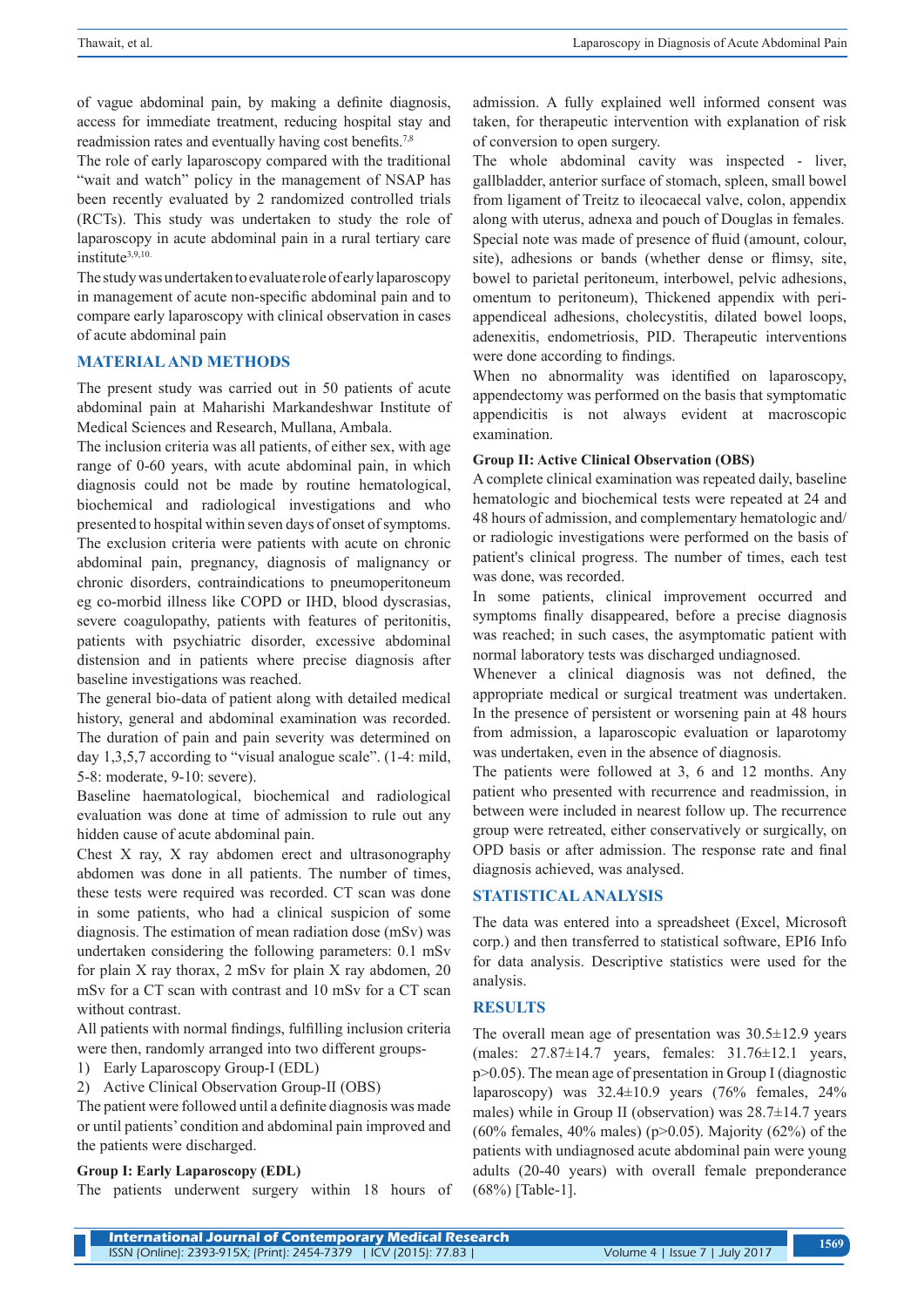of vague abdominal pain, by making a definite diagnosis, access for immediate treatment, reducing hospital stay and readmission rates and eventually having cost benefits.[7,8]

The role of early laparoscopy compared with the traditional "wait and watch" policy in the management of NSAP has been recently evaluated by 2 randomized controlled trials (RCTs). This study was undertaken to study the role of laparoscopy in acute abdominal pain in a rural tertiary care institute[3,9,10].

The study was undertaken to evaluate role of early laparoscopy in management of acute non-specific abdominal pain and to compare early laparoscopy with clinical observation in cases of acute abdominal pain

## MATERIAL AND METHODS

The present study was carried out in 50 patients of acute abdominal pain at Maharishi Markandeshwar Institute of Medical Sciences and Research, Mullana, Ambala.

The inclusion criteria was all patients, of either sex, with age range of 0-60 years, with acute abdominal pain, in which diagnosis could not be made by routine hematological, biochemical and radiological investigations and who presented to hospital within seven days of onset of symptoms. The exclusion criteria were patients with acute on chronic abdominal pain, pregnancy, diagnosis of malignancy or chronic disorders, contraindications to pneumoperitoneum eg co-morbid illness like COPD or IHD, blood dyscrasias, severe coagulopathy, patients with features of peritonitis, patients with psychiatric disorder, excessive abdominal distension and in patients where precise diagnosis after baseline investigations was reached.

The general bio-data of patient along with detailed medical history, general and abdominal examination was recorded. The duration of pain and pain severity was determined on day 1,3,5,7 according to "visual analogue scale". (1-4: mild, 5-8: moderate, 9-10: severe).

Baseline haematological, biochemical and radiological evaluation was done at time of admission to rule out any hidden cause of acute abdominal pain.

Chest X ray, X ray abdomen erect and ultrasonography abdomen was done in all patients. The number of times, these tests were required was recorded. CT scan was done in some patients, who had a clinical suspicion of some diagnosis. The estimation of mean radiation dose (mSv) was undertaken considering the following parameters: 0.1 mSv for plain X ray thorax, 2 mSv for plain X ray abdomen, 20 mSv for a CT scan with contrast and 10 mSv for a CT scan without contrast.

All patients with normal findings, fulfilling inclusion criteria were then, randomly arranged into two different groups-

1) Early Laparoscopy Group-I (EDL)
2) Active Clinical Observation Group-II (OBS)

The patient were followed until a definite diagnosis was made or until patients' condition and abdominal pain improved and the patients were discharged.

### Group I: Early Laparoscopy (EDL)

The patients underwent surgery within 18 hours of admission. A fully explained well informed consent was taken, for therapeutic intervention with explanation of risk of conversion to open surgery.

The whole abdominal cavity was inspected - liver, gallbladder, anterior surface of stomach, spleen, small bowel from ligament of Treitz to ileocaecal valve, colon, appendix along with uterus, adnexa and pouch of Douglas in females. Special note was made of presence of fluid (amount, colour, site), adhesions or bands (whether dense or flimsy, site, bowel to parietal peritoneum, interbowel, pelvic adhesions, omentum to peritoneum), Thickened appendix with peri-appendiceal adhesions, cholecystitis, dilated bowel loops, adenexitis, endometriosis, PID. Therapeutic interventions were done according to findings.

When no abnormality was identified on laparoscopy, appendectomy was performed on the basis that symptomatic appendicitis is not always evident at macroscopic examination.

### Group II: Active Clinical Observation (OBS)

A complete clinical examination was repeated daily, baseline hematologic and biochemical tests were repeated at 24 and 48 hours of admission, and complementary hematologic and/or radiologic investigations were performed on the basis of patient's clinical progress. The number of times, each test was done, was recorded.

In some patients, clinical improvement occurred and symptoms finally disappeared, before a precise diagnosis was reached; in such cases, the asymptomatic patient with normal laboratory tests was discharged undiagnosed.

Whenever a clinical diagnosis was not defined, the appropriate medical or surgical treatment was undertaken. In the presence of persistent or worsening pain at 48 hours from admission, a laparoscopic evaluation or laparotomy was undertaken, even in the absence of diagnosis.

The patients were followed at 3, 6 and 12 months. Any patient who presented with recurrence and readmission, in between were included in nearest follow up. The recurrence group were retreated, either conservatively or surgically, on OPD basis or after admission. The response rate and final diagnosis achieved, was analysed.

## STATISTICAL ANALYSIS

The data was entered into a spreadsheet (Excel, Microsoft corp.) and then transferred to statistical software, EPI6 Info for data analysis. Descriptive statistics were used for the analysis.

## RESULTS

The overall mean age of presentation was 30.5±12.9 years (males: 27.87±14.7 years, females: 31.76±12.1 years, $p>0.05$). The mean age of presentation in Group I (diagnostic laparoscopy) was 32.4±10.9 years (76% females, 24% males) while in Group II (observation) was 28.7±14.7 years (60% females, 40% males) ($p>0.05$). Majority (62%) of the patients with undiagnosed acute abdominal pain were young adults (20-40 years) with overall female preponderance (68%) [Table-1].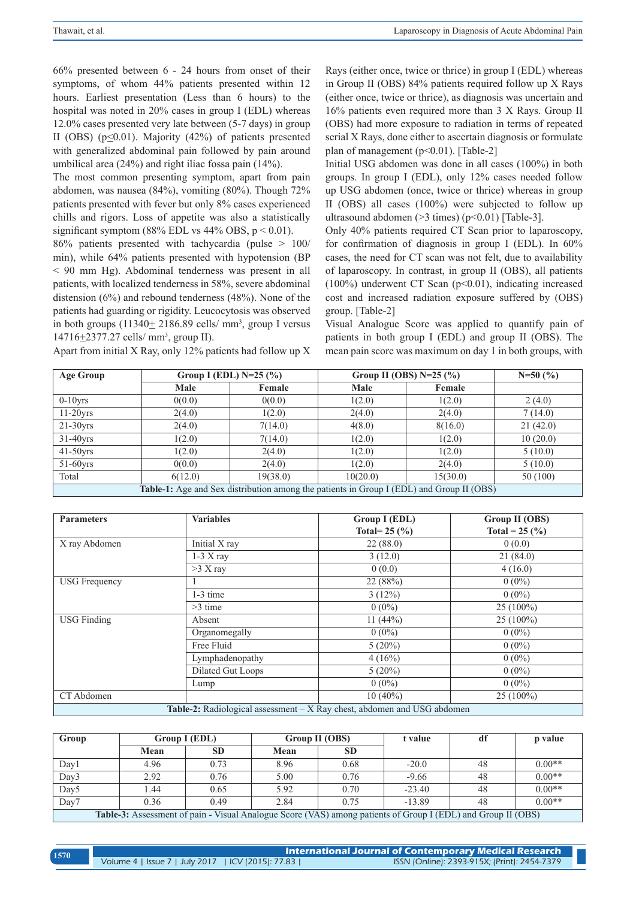66% presented between 6 - 24 hours from onset of their symptoms, of whom 44% patients presented within 12 hours. Earliest presentation (Less than 6 hours) to the hospital was noted in 20% cases in group I (EDL) whereas 12.0% cases presented very late between (5-7 days) in group II (OBS) ($p \leq 0.01$). Majority (42%) of patients presented with generalized abdominal pain followed by pain around umbilical area (24%) and right iliac fossa pain (14%).

The most common presenting symptom, apart from pain abdomen, was nausea (84%), vomiting (80%). Though 72% patients presented with fever but only 8% cases experienced chills and rigors. Loss of appetite was also a statistically significant symptom (88% EDL vs 44% OBS, $p < 0.01$).

86% patients presented with tachycardia (pulse > 100/ min), while 64% patients presented with hypotension (BP < 90 mm Hg). Abdominal tenderness was present in all patients, with localized tenderness in 58%, severe abdominal distension (6%) and rebound tenderness (48%). None of the patients had guarding or rigidity. Leucocytosis was observed in both groups (11340$\pm$ 2186.89 cells/ mm$^3$, group I versus 14716$\pm$2377.27 cells/ mm$^3$, group II).

Apart from initial X Ray, only 12% patients had follow up X Rays (either once, twice or thrice) in group I (EDL) whereas in Group II (OBS) 84% patients required follow up X Rays (either once, twice or thrice), as diagnosis was uncertain and 16% patients even required more than 3 X Rays. Group II (OBS) had more exposure to radiation in terms of repeated serial X Rays, to ascertain diagnosis or formulate plan of management ($p<0.01$). [Table-2]

Initial USG abdomen was done in all cases (100%) in both groups. In group I (EDL), only 12% cases needed follow up USG abdomen (once, twice or thrice) whereas in group II (OBS) all cases (100%) were subjected to follow up ultrasound abdomen (>3 times) ($p<0.01$) [Table-3].

Only 40% patients required CT Scan prior to laparoscopy, for confirmation of diagnosis in group I (EDL). In 60% cases, the need for CT scan was not felt, due to availability of laparoscopy. In contrast, in group II (OBS), all patients (100%) underwent CT Scan ($p<0.01$), indicating increased cost and increased radiation exposure suffered by (OBS) group. [Table-2]

Visual Analogue Score was applied to quantify pain of patients in both group I (EDL) and group II (OBS). The mean pain score was maximum on day 1 in both groups, with

| Age Group | Group I (EDL) N=25 (%) | | Group II (OBS) N=25 (%) | | N=50 (%) |
|---|---|---|---|---|---|
| | Male | Female | Male | Female | |
| 0-10yrs | 0(0.0) | 0(0.0) | 1(2.0) | 1(2.0) | 2 (4.0) |
| 11-20yrs | 2(4.0) | 1(2.0) | 2(4.0) | 2(4.0) | 7 (14.0) |
| 21-30yrs | 2(4.0) | 7(14.0) | 4(8.0) | 8(16.0) | 21 (42.0) |
| 31-40yrs | 1(2.0) | 7(14.0) | 1(2.0) | 1(2.0) | 10 (20.0) |
| 41-50yrs | 1(2.0) | 2(4.0) | 1(2.0) | 1(2.0) | 5 (10.0) |
| 51-60yrs | 0(0.0) | 2(4.0) | 1(2.0) | 2(4.0) | 5 (10.0) |
| Total | 6(12.0) | 19(38.0) | 10(20.0) | 15(30.0) | 50 (100) |

**Table-1:** Age and Sex distribution among the patients in Group I (EDL) and Group II (OBS)

| Parameters | Variables | Group I (EDL) Total= 25 (%) | Group II (OBS) Total = 25 (%) |
|---|---|---|---|
| X ray Abdomen | Initial X ray | 22 (88.0) | 0 (0.0) |
| | 1-3 X ray | 3 (12.0) | 21 (84.0) |
| | >3 X ray | 0 (0.0) | 4 (16.0) |
| USG Frequency | 1 | 22 (88%) | 0 (0%) |
| | 1-3 time | 3 (12%) | 0 (0%) |
| | >3 time | 0 (0%) | 25 (100%) |
| USG Finding | Absent | 11 (44%) | 25 (100%) |
| | Organomegally | 0 (0%) | 0 (0%) |
| | Free Fluid | 5 (20%) | 0 (0%) |
| | Lymphadenopathy | 4 (16%) | 0 (0%) |
| | Dilated Gut Loops | 5 (20%) | 0 (0%) |
| | Lump | 0 (0%) | 0 (0%) |
| CT Abdomen | | 10 (40%) | 25 (100%) |

**Table-2:** Radiological assessment – X Ray chest, abdomen and USG abdomen

| Group | Group I (EDL) | | Group II (OBS) | | t value | df | p value |
|---|---|---|---|---|---|---|---|
| | Mean | SD | Mean | SD | | | |
| Day1 | 4.96 | 0.73 | 8.96 | 0.68 | -20.0 | 48 | 0.00** |
| Day3 | 2.92 | 0.76 | 5.00 | 0.76 | -9.66 | 48 | 0.00** |
| Day5 | 1.44 | 0.65 | 5.92 | 0.70 | -23.40 | 48 | 0.00** |
| Day7 | 0.36 | 0.49 | 2.84 | 0.75 | -13.89 | 48 | 0.00** |

**Table-3:** Assessment of pain - Visual Analogue Score (VAS) among patients of Group I (EDL) and Group II (OBS)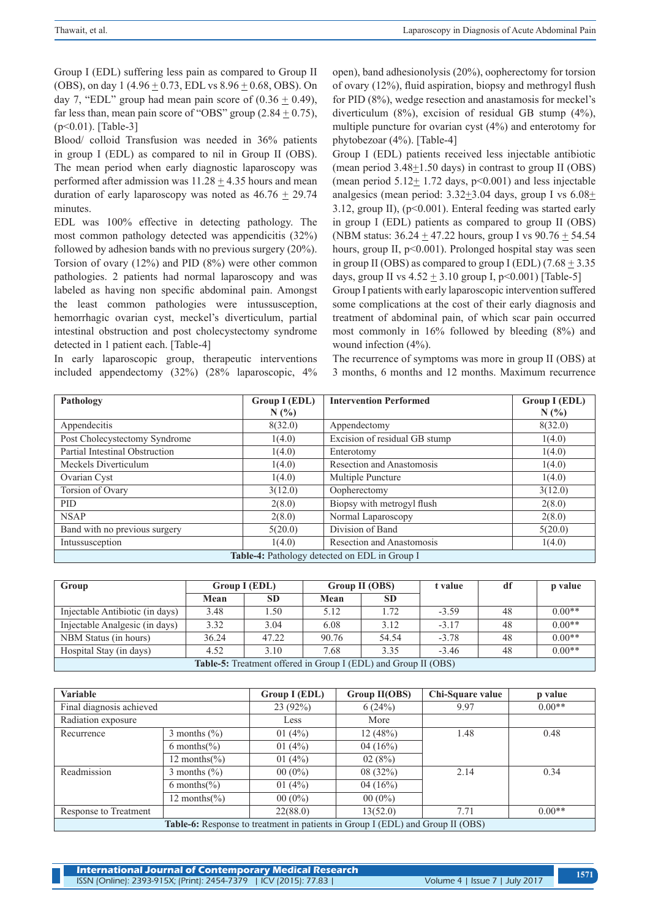Group I (EDL) suffering less pain as compared to Group II (OBS), on day 1 (4.96 ± 0.73, EDL vs 8.96 ± 0.68, OBS). On day 7, "EDL" group had mean pain score of (0.36 ± 0.49), far less than, mean pain score of "OBS" group (2.84 ± 0.75), (p<0.01). [Table-3]

Blood/ colloid Transfusion was needed in 36% patients in group I (EDL) as compared to nil in Group II (OBS). The mean period when early diagnostic laparoscopy was performed after admission was 11.28 ± 4.35 hours and mean duration of early laparoscopy was noted as 46.76 ± 29.74 minutes.

EDL was 100% effective in detecting pathology. The most common pathology detected was appendicitis (32%) followed by adhesion bands with no previous surgery (20%). Torsion of ovary (12%) and PID (8%) were other common pathologies. 2 patients had normal laparoscopy and was labeled as having non specific abdominal pain. Amongst the least common pathologies were intussusception, hemorrhagic ovarian cyst, meckel's diverticulum, partial intestinal obstruction and post cholecystectomy syndrome detected in 1 patient each. [Table-4]

In early laparoscopic group, therapeutic interventions included appendectomy (32%) (28% laparoscopic, 4% open), band adhesionolysis (20%), oopherectomy for torsion of ovary (12%), fluid aspiration, biopsy and methrogyl flush for PID (8%), wedge resection and anastamosis for meckel's diverticulum (8%), excision of residual GB stump (4%), multiple puncture for ovarian cyst (4%) and enterotomy for phytobezoar (4%). [Table-4]

Group I (EDL) patients received less injectable antibiotic (mean period 3.48±1.50 days) in contrast to group II (OBS) (mean period 5.12± 1.72 days, p<0.001) and less injectable analgesics (mean period: 3.32±3.04 days, group I vs 6.08± 3.12, group II), (p<0.001). Enteral feeding was started early in group I (EDL) patients as compared to group II (OBS) (NBM status: 36.24 ± 47.22 hours, group I vs 90.76 ± 54.54 hours, group II, p<0.001). Prolonged hospital stay was seen in group II (OBS) as compared to group I (EDL) (7.68 ± 3.35 days, group II vs 4.52 ± 3.10 group I, p<0.001) [Table-5]

Group I patients with early laparoscopic intervention suffered some complications at the cost of their early diagnosis and treatment of abdominal pain, of which scar pain occurred most commonly in 16% followed by bleeding (8%) and wound infection (4%).

The recurrence of symptoms was more in group II (OBS) at 3 months, 6 months and 12 months. Maximum recurrence

| Pathology | Group I (EDL) N (%) | Intervention Performed | Group I (EDL) N (%) |
|---|---|---|---|
| Appendecitis | 8(32.0) | Appendectomy | 8(32.0) |
| Post Cholecystectomy Syndrome | 1(4.0) | Excision of residual GB stump | 1(4.0) |
| Partial Intestinal Obstruction | 1(4.0) | Enterotomy | 1(4.0) |
| Meckels Diverticulum | 1(4.0) | Resection and Anastomosis | 1(4.0) |
| Ovarian Cyst | 1(4.0) | Multiple Puncture | 1(4.0) |
| Torsion of Ovary | 3(12.0) | Oopherectomy | 3(12.0) |
| PID | 2(8.0) | Biopsy with metrogyl flush | 2(8.0) |
| NSAP | 2(8.0) | Normal Laparoscopy | 2(8.0) |
| Band with no previous surgery | 5(20.0) | Division of Band | 5(20.0) |
| Intussusception | 1(4.0) | Resection and Anastomosis | 1(4.0) |

**Table-4:** Pathology detected on EDL in Group I

| Group | Group I (EDL) | | Group II (OBS) | | t value | df | p value |
|---|---|---|---|---|---|---|---|
| | Mean | SD | Mean | SD | | | |
| Injectable Antibiotic (in days) | 3.48 | 1.50 | 5.12 | 1.72 | -3.59 | 48 | 0.00** |
| Injectable Analgesic (in days) | 3.32 | 3.04 | 6.08 | 3.12 | -3.17 | 48 | 0.00** |
| NBM Status (in hours) | 36.24 | 47.22 | 90.76 | 54.54 | -3.78 | 48 | 0.00** |
| Hospital Stay (in days) | 4.52 | 3.10 | 7.68 | 3.35 | -3.46 | 48 | 0.00** |

**Table-5:** Treatment offered in Group I (EDL) and Group II (OBS)

| Variable | | Group I (EDL) | Group II(OBS) | Chi-Square value | p value |
|---|---|---|---|---|---|
| Final diagnosis achieved | | 23 (92%) | 6 (24%) | 9.97 | 0.00** |
| Radiation exposure | | Less | More | | |
| Recurrence | 3 months (%) | 01 (4%) | 12 (48%) | 1.48 | 0.48 |
| | 6 months(%) | 01 (4%) | 04 (16%) | | |
| | 12 months(%) | 01 (4%) | 02 (8%) | | |
| Readmission | 3 months (%) | 00 (0%) | 08 (32%) | 2.14 | 0.34 |
| | 6 months(%) | 01 (4%) | 04 (16%) | | |
| | 12 months(%) | 00 (0%) | 00 (0%) | | |
| Response to Treatment | | 22(88.0) | 13(52.0) | 7.71 | 0.00** |

**Table-6:** Response to treatment in patients in Group I (EDL) and Group II (OBS)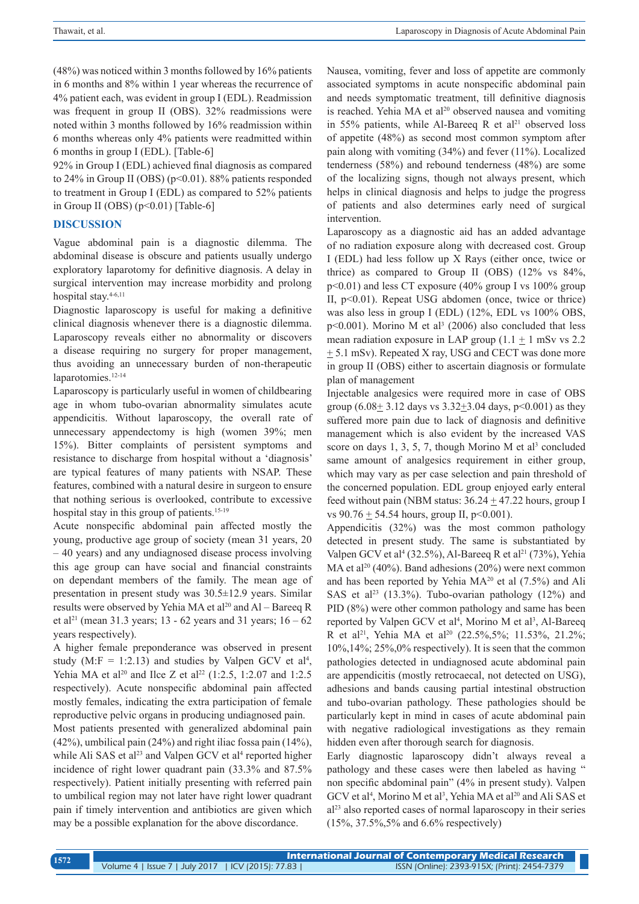(48%) was noticed within 3 months followed by 16% patients in 6 months and 8% within 1 year whereas the recurrence of 4% patient each, was evident in group I (EDL). Readmission was frequent in group II (OBS). 32% readmissions were noted within 3 months followed by 16% readmission within 6 months whereas only 4% patients were readmitted within 6 months in group I (EDL). [Table-6]

92% in Group I (EDL) achieved final diagnosis as compared to 24% in Group II (OBS) ($p<0.01$). 88% patients responded to treatment in Group I (EDL) as compared to 52% patients in Group II (OBS) ($p<0.01$) [Table-6]

## DISCUSSION

Vague abdominal pain is a diagnostic dilemma. The abdominal disease is obscure and patients usually undergo exploratory laparotomy for definitive diagnosis. A delay in surgical intervention may increase morbidity and prolong hospital stay.[4-6,11]

Diagnostic laparoscopy is useful for making a definitive clinical diagnosis whenever there is a diagnostic dilemma. Laparoscopy reveals either no abnormality or discovers a disease requiring no surgery for proper management, thus avoiding an unnecessary burden of non-therapeutic laparotomies.[12-14]

Laparoscopy is particularly useful in women of childbearing age in whom tubo-ovarian abnormality simulates acute appendicitis. Without laparoscopy, the overall rate of unnecessary appendectomy is high (women 39%; men 15%). Bitter complaints of persistent symptoms and resistance to discharge from hospital without a 'diagnosis' are typical features of many patients with NSAP. These features, combined with a natural desire in surgeon to ensure that nothing serious is overlooked, contribute to excessive hospital stay in this group of patients.[15-19]

Acute nonspecific abdominal pain affected mostly the young, productive age group of society (mean 31 years, 20 – 40 years) and any undiagnosed disease process involving this age group can have social and financial constraints on dependant members of the family. The mean age of presentation in present study was 30.5±12.9 years. Similar results were observed by Yehia MA et al[20] and Al – Bareeq R et al[21] (mean 31.3 years; 13 - 62 years and 31 years; 16 – 62 years respectively).

A higher female preponderance was observed in present study (M:F = 1:2.13) and studies by Valpen GCV et al[4], Yehia MA et al[20] and Ilce Z et al[22] (1:2.5, 1:2.07 and 1:2.5 respectively). Acute nonspecific abdominal pain affected mostly females, indicating the extra participation of female reproductive pelvic organs in producing undiagnosed pain.

Most patients presented with generalized abdominal pain (42%), umbilical pain (24%) and right iliac fossa pain (14%), while Ali SAS et al[23] and Valpen GCV et al[4] reported higher incidence of right lower quadrant pain (33.3% and 87.5% respectively). Patient initially presenting with referred pain to umbilical region may not later have right lower quadrant pain if timely intervention and antibiotics are given which may be a possible explanation for the above discordance.

Nausea, vomiting, fever and loss of appetite are commonly associated symptoms in acute nonspecific abdominal pain and needs symptomatic treatment, till definitive diagnosis is reached. Yehia MA et al[20] observed nausea and vomiting in 55% patients, while Al-Bareeq R et al[21] observed loss of appetite (48%) as second most common symptom after pain along with vomiting (34%) and fever (11%). Localized tenderness (58%) and rebound tenderness (48%) are some of the localizing signs, though not always present, which helps in clinical diagnosis and helps to judge the progress of patients and also determines early need of surgical intervention.

Laparoscopy as a diagnostic aid has an added advantage of no radiation exposure along with decreased cost. Group I (EDL) had less follow up X Rays (either once, twice or thrice) as compared to Group II (OBS) (12% vs 84%, $p<0.01$) and less CT exposure (40% group I vs 100% group II, $p<0.01$). Repeat USG abdomen (once, twice or thrice) was also less in group I (EDL) (12%, EDL vs 100% OBS, $p<0.001$). Morino M et al[3] (2006) also concluded that less mean radiation exposure in LAP group (1.1 $\pm$ 1 mSv vs 2.2 $\pm$ 5.1 mSv). Repeated X ray, USG and CECT was done more in group II (OBS) either to ascertain diagnosis or formulate plan of management

Injectable analgesics were required more in case of OBS group (6.08$\pm$ 3.12 days vs 3.32$\pm$3.04 days, $p<0.001$) as they suffered more pain due to lack of diagnosis and definitive management which is also evident by the increased VAS score on days 1, 3, 5, 7, though Morino M et al[3] concluded same amount of analgesics requirement in either group, which may vary as per case selection and pain threshold of the concerned population. EDL group enjoyed early enteral feed without pain (NBM status: 36.24 $\pm$ 47.22 hours, group I vs 90.76 $\pm$ 54.54 hours, group II, $p<0.001$).

Appendicitis (32%) was the most common pathology detected in present study. The same is substantiated by Valpen GCV et al[4] (32.5%), Al-Bareeq R et al[21] (73%), Yehia MA et al[20] (40%). Band adhesions (20%) were next common and has been reported by Yehia MA[20] et al (7.5%) and Ali SAS et al[23] (13.3%). Tubo-ovarian pathology (12%) and PID (8%) were other common pathology and same has been reported by Valpen GCV et al[4], Morino M et al[3], Al-Bareeq R et al[21], Yehia MA et al[20] (22.5%,5%; 11.53%, 21.2%; 10%,14%; 25%,0% respectively). It is seen that the common pathologies detected in undiagnosed acute abdominal pain are appendicitis (mostly retrocaecal, not detected on USG), adhesions and bands causing partial intestinal obstruction and tubo-ovarian pathology. These pathologies should be particularly kept in mind in cases of acute abdominal pain with negative radiological investigations as they remain hidden even after thorough search for diagnosis.

Early diagnostic laparoscopy didn't always reveal a pathology and these cases were then labeled as having " non specific abdominal pain" (4% in present study). Valpen GCV et al[4], Morino M et al[3], Yehia MA et al[20] and Ali SAS et al[23] also reported cases of normal laparoscopy in their series (15%, 37.5%,5% and 6.6% respectively)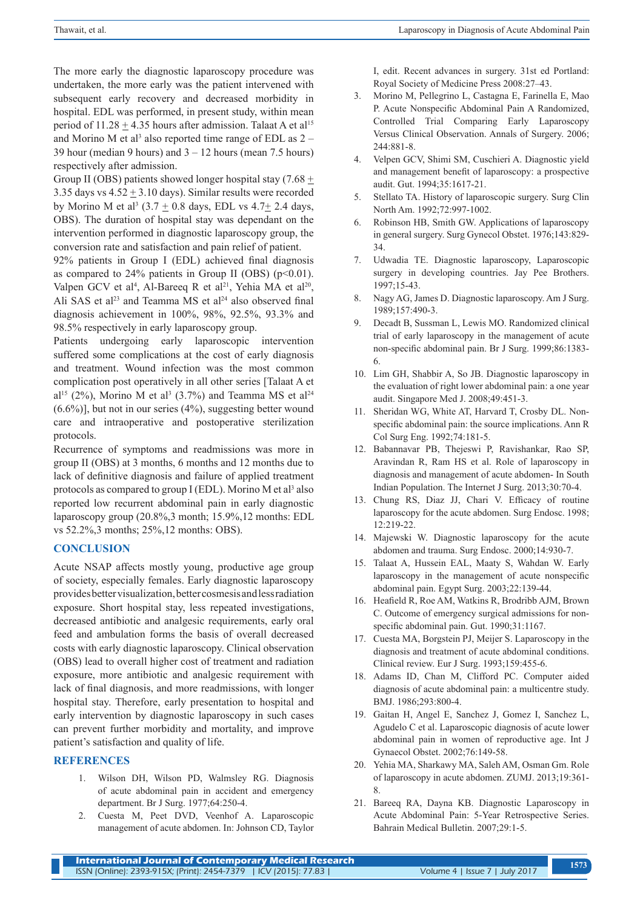The more early the diagnostic laparoscopy procedure was undertaken, the more early was the patient intervened with subsequent early recovery and decreased morbidity in hospital. EDL was performed, in present study, within mean period of $11.28 \pm 4.35$ hours after admission. Talaat A et al[15] and Morino M et al[3] also reported time range of EDL as 2 – 39 hour (median 9 hours) and 3 – 12 hours (mean 7.5 hours) respectively after admission.

Group II (OBS) patients showed longer hospital stay ($7.68 \pm 3.35$ days vs $4.52 \pm 3.10$ days). Similar results were recorded by Morino M et al[3] ($3.7 \pm 0.8$ days, EDL vs $4.7 \pm 2.4$ days, OBS). The duration of hospital stay was dependant on the intervention performed in diagnostic laparoscopy group, the conversion rate and satisfaction and pain relief of patient.

92% patients in Group I (EDL) achieved final diagnosis as compared to 24% patients in Group II (OBS) ($p<0.01$). Valpen GCV et al[4], Al-Bareeq R et al[21], Yehia MA et al[20], Ali SAS et al[23] and Teamma MS et al[24] also observed final diagnosis achievement in 100%, 98%, 92.5%, 93.3% and 98.5% respectively in early laparoscopy group.

Patients undergoing early laparoscopic intervention suffered some complications at the cost of early diagnosis and treatment. Wound infection was the most common complication post operatively in all other series [Talaat A et al[15] (2%), Morino M et al[3] (3.7%) and Teamma MS et al[24] (6.6%)], but not in our series (4%), suggesting better wound care and intraoperative and postoperative sterilization protocols.

Recurrence of symptoms and readmissions was more in group II (OBS) at 3 months, 6 months and 12 months due to lack of definitive diagnosis and failure of applied treatment protocols as compared to group I (EDL). Morino M et al[3] also reported low recurrent abdominal pain in early diagnostic laparoscopy group (20.8%,3 month; 15.9%,12 months: EDL vs 52.2%,3 months; 25%,12 months: OBS).

## CONCLUSION

Acute NSAP affects mostly young, productive age group of society, especially females. Early diagnostic laparoscopy provides better visualization, better cosmesis and less radiation exposure. Short hospital stay, less repeated investigations, decreased antibiotic and analgesic requirements, early oral feed and ambulation forms the basis of overall decreased costs with early diagnostic laparoscopy. Clinical observation (OBS) lead to overall higher cost of treatment and radiation exposure, more antibiotic and analgesic requirement with lack of final diagnosis, and more readmissions, with longer hospital stay. Therefore, early presentation to hospital and early intervention by diagnostic laparoscopy in such cases can prevent further morbidity and mortality, and improve patient's satisfaction and quality of life.

## REFERENCES

1. Wilson DH, Wilson PD, Walmsley RG. Diagnosis of acute abdominal pain in accident and emergency department. Br J Surg. 1977;64:250-4.
2. Cuesta M, Peet DVD, Veenhof A. Laparoscopic management of acute abdomen. In: Johnson CD, Taylor I, edit. Recent advances in surgery. 31st ed Portland: Royal Society of Medicine Press 2008:27–43.
3. Morino M, Pellegrino L, Castagna E, Farinella E, Mao P. Acute Nonspecific Abdominal Pain A Randomized, Controlled Trial Comparing Early Laparoscopy Versus Clinical Observation. Annals of Surgery. 2006; 244:881-8.
4. Velpen GCV, Shimi SM, Cuschieri A. Diagnostic yield and management benefit of laparoscopy: a prospective audit. Gut. 1994;35:1617-21.
5. Stellato TA. History of laparoscopic surgery. Surg Clin North Am. 1992;72:997-1002.
6. Robinson HB, Smith GW. Applications of laparoscopy in general surgery. Surg Gynecol Obstet. 1976;143:829-34.
7. Udwadia TE. Diagnostic laparoscopy, Laparoscopic surgery in developing countries. Jay Pee Brothers. 1997;15-43.
8. Nagy AG, James D. Diagnostic laparoscopy. Am J Surg. 1989;157:490-3.
9. Decadt B, Sussman L, Lewis MO. Randomized clinical trial of early laparoscopy in the management of acute non-specific abdominal pain. Br J Surg. 1999;86:1383-6.
10. Lim GH, Shabbir A, So JB. Diagnostic laparoscopy in the evaluation of right lower abdominal pain: a one year audit. Singapore Med J. 2008;49:451-3.
11. Sheridan WG, White AT, Harvard T, Crosby DL. Non-specific abdominal pain: the source implications. Ann R Col Surg Eng. 1992;74:181-5.
12. Babannavar PB, Thejeswi P, Ravishankar, Rao SP, Aravindan R, Ram HS et al. Role of laparoscopy in diagnosis and management of acute abdomen- In South Indian Population. The Internet J Surg. 2013;30:70-4.
13. Chung RS, Diaz JJ, Chari V. Efficacy of routine laparoscopy for the acute abdomen. Surg Endosc. 1998; 12:219-22.
14. Majewski W. Diagnostic laparoscopy for the acute abdomen and trauma. Surg Endosc. 2000;14:930-7.
15. Talaat A, Hussein EAL, Maaty S, Wahdan W. Early laparoscopy in the management of acute nonspecific abdominal pain. Egypt Surg. 2003;22:139-44.
16. Heafield R, Roe AM, Watkins R, Brodribb AJM, Brown C. Outcome of emergency surgical admissions for non-specific abdominal pain. Gut. 1990;31:1167.
17. Cuesta MA, Borgstein PJ, Meijer S. Laparoscopy in the diagnosis and treatment of acute abdominal conditions. Clinical review. Eur J Surg. 1993;159:455-6.
18. Adams ID, Chan M, Clifford PC. Computer aided diagnosis of acute abdominal pain: a multicentre study. BMJ. 1986;293:800-4.
19. Gaitan H, Angel E, Sanchez J, Gomez I, Sanchez L, Agudelo C et al. Laparoscopic diagnosis of acute lower abdominal pain in women of reproductive age. Int J Gynaecol Obstet. 2002;76:149-58.
20. Yehia MA, Sharkawy MA, Saleh AM, Osman Gm. Role of laparoscopy in acute abdomen. ZUMJ. 2013;19:361-8.
21. Bareeq RA, Dayna KB. Diagnostic Laparoscopy in Acute Abdominal Pain: 5-Year Retrospective Series. Bahrain Medical Bulletin. 2007;29:1-5.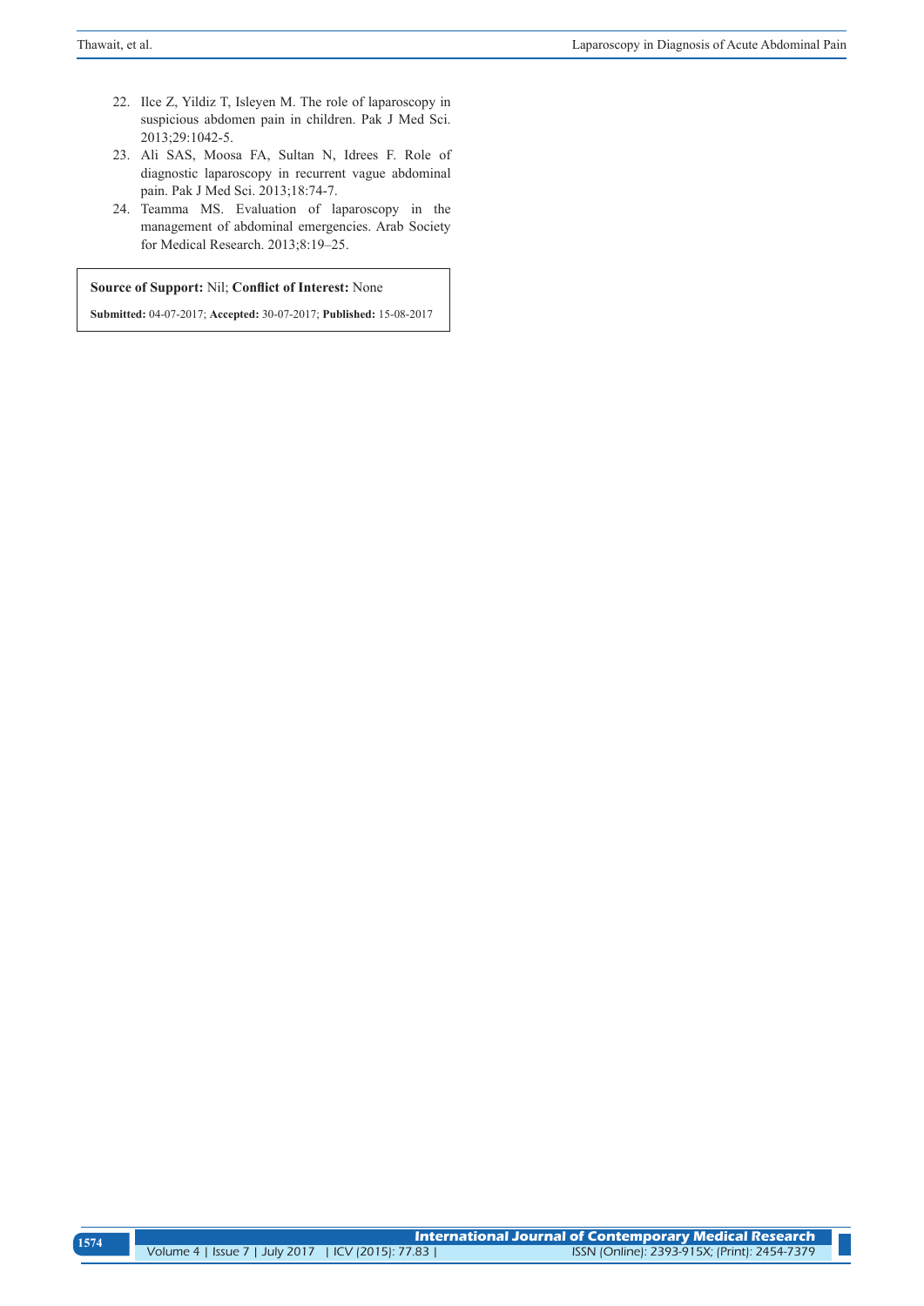22. Ilce Z, Yildiz T, Isleyen M. The role of laparoscopy in suspicious abdomen pain in children. Pak J Med Sci. 2013;29:1042-5.
23. Ali SAS, Moosa FA, Sultan N, Idrees F. Role of diagnostic laparoscopy in recurrent vague abdominal pain. Pak J Med Sci. 2013;18:74-7.
24. Teamma MS. Evaluation of laparoscopy in the management of abdominal emergencies. Arab Society for Medical Research. 2013;8:19–25.

**Source of Support:** Nil; **Conflict of Interest:** None

**Submitted:** 04-07-2017; **Accepted:** 30-07-2017; **Published:** 15-08-2017